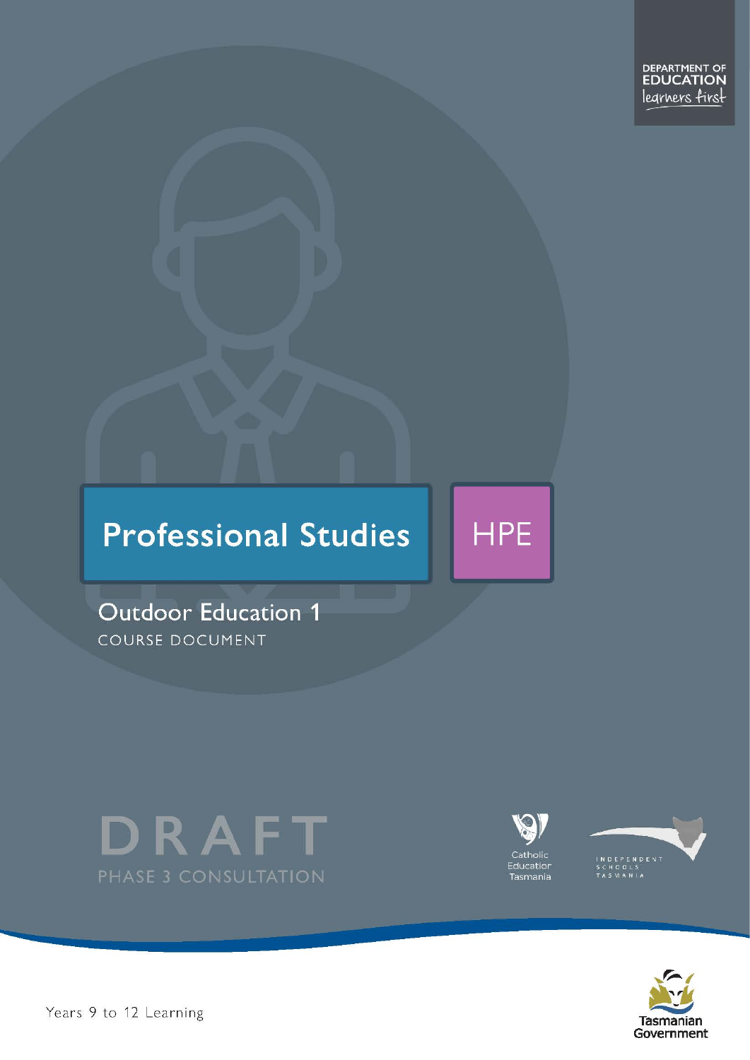DEPARTMENT OF EDUCATION
learners first

# Professional Studies

HPE

## Outdoor Education 1

COURSE DOCUMENT

DRAFT

PHASE 3 CONSULTATION

Catholic Education Tasmania

INDEPENDENT SCHOOLS TASMANIA

Tasmanian Government

Years 9 to 12 Learning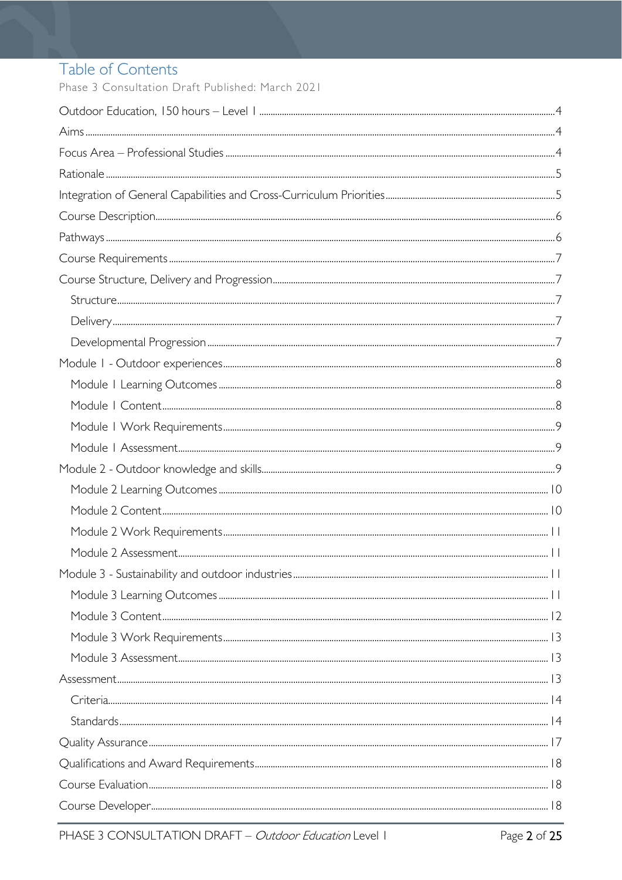# Table of Contents

Phase 3 Consultation Draft Published: March 2021

Outdoor Education, 150 hours – Level 1 ..... 4
Aims ..... 4
Focus Area – Professional Studies ..... 4
Rationale ..... 5
Integration of General Capabilities and Cross-Curriculum Priorities ..... 5
Course Description ..... 6
Pathways ..... 6
Course Requirements ..... 7
Course Structure, Delivery and Progression ..... 7
  Structure ..... 7
  Delivery ..... 7
  Developmental Progression ..... 7
Module 1 - Outdoor experiences ..... 8
  Module 1 Learning Outcomes ..... 8
  Module 1 Content ..... 8
  Module 1 Work Requirements ..... 9
  Module 1 Assessment ..... 9
Module 2 - Outdoor knowledge and skills ..... 9
  Module 2 Learning Outcomes ..... 10
  Module 2 Content ..... 10
  Module 2 Work Requirements ..... 11
  Module 2 Assessment ..... 11
Module 3 - Sustainability and outdoor industries ..... 11
  Module 3 Learning Outcomes ..... 11
  Module 3 Content ..... 12
  Module 3 Work Requirements ..... 13
  Module 3 Assessment ..... 13
Assessment ..... 13
  Criteria ..... 14
  Standards ..... 14
Quality Assurance ..... 17
Qualifications and Award Requirements ..... 18
Course Evaluation ..... 18
Course Developer ..... 18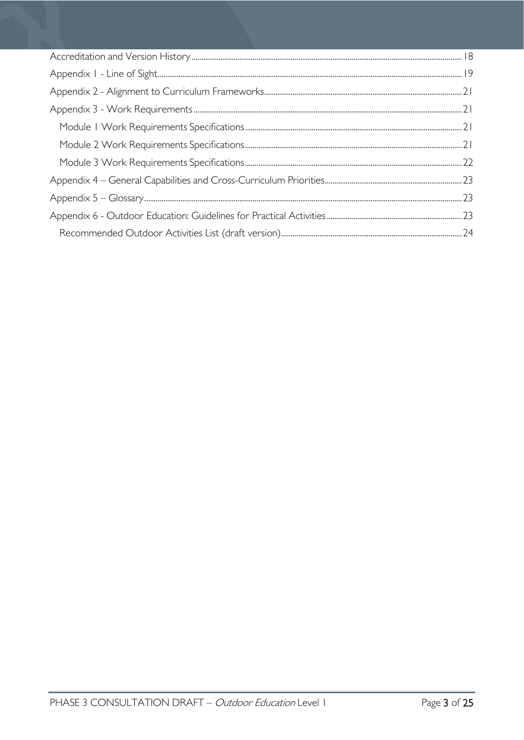Accreditation and Version History ........ 18

Appendix 1 - Line of Sight ........ 19

Appendix 2 - Alignment to Curriculum Frameworks ........ 21

Appendix 3 - Work Requirements ........ 21

- Module 1 Work Requirements Specifications ........ 21
- Module 2 Work Requirements Specifications ........ 21
- Module 3 Work Requirements Specifications ........ 22

Appendix 4 – General Capabilities and Cross-Curriculum Priorities ........ 23

Appendix 5 – Glossary ........ 23

Appendix 6 - Outdoor Education: Guidelines for Practical Activities ........ 23

- Recommended Outdoor Activities List (draft version) ........ 24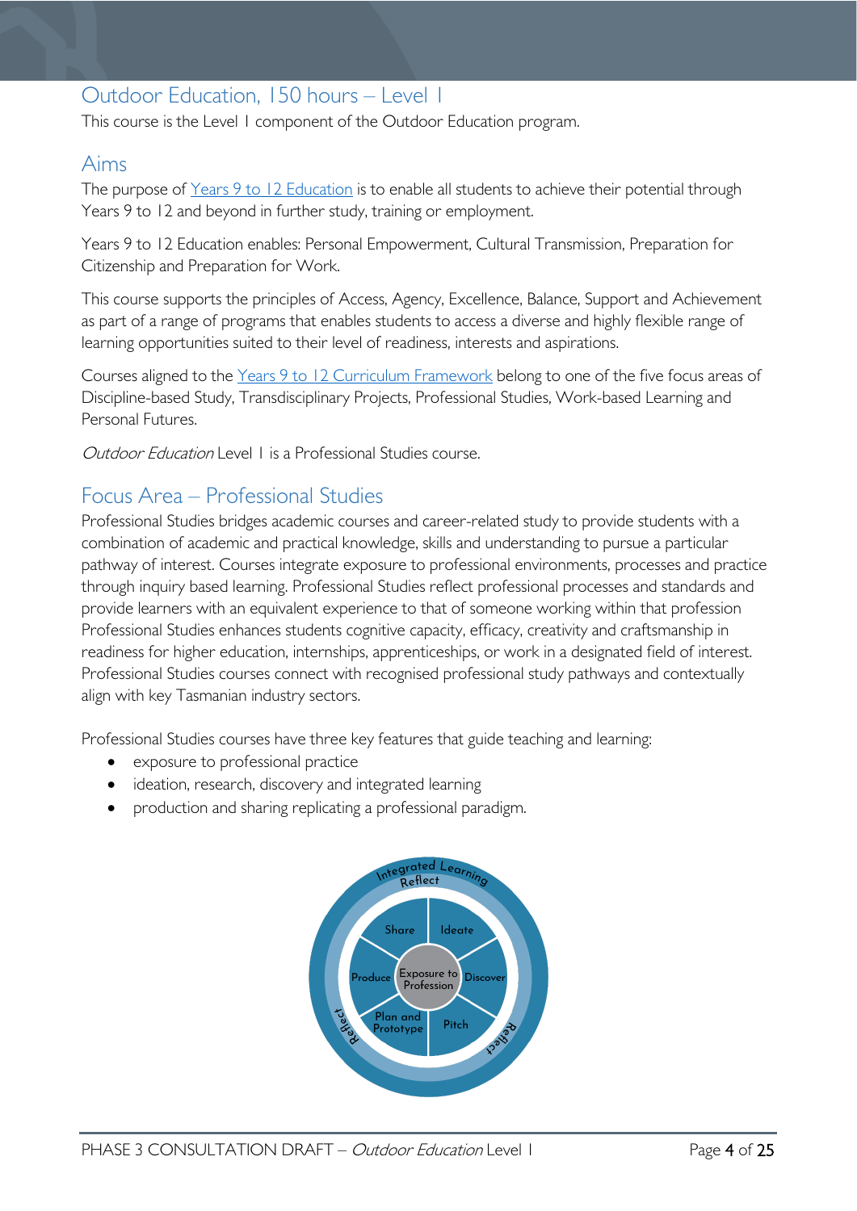## Outdoor Education, 150 hours – Level 1

This course is the Level 1 component of the Outdoor Education program.

## Aims

The purpose of Years 9 to 12 Education is to enable all students to achieve their potential through Years 9 to 12 and beyond in further study, training or employment.

Years 9 to 12 Education enables: Personal Empowerment, Cultural Transmission, Preparation for Citizenship and Preparation for Work.

This course supports the principles of Access, Agency, Excellence, Balance, Support and Achievement as part of a range of programs that enables students to access a diverse and highly flexible range of learning opportunities suited to their level of readiness, interests and aspirations.

Courses aligned to the Years 9 to 12 Curriculum Framework belong to one of the five focus areas of Discipline-based Study, Transdisciplinary Projects, Professional Studies, Work-based Learning and Personal Futures.

*Outdoor Education* Level 1 is a Professional Studies course.

## Focus Area – Professional Studies

Professional Studies bridges academic courses and career-related study to provide students with a combination of academic and practical knowledge, skills and understanding to pursue a particular pathway of interest. Courses integrate exposure to professional environments, processes and practice through inquiry based learning. Professional Studies reflect professional processes and standards and provide learners with an equivalent experience to that of someone working within that profession Professional Studies enhances students cognitive capacity, efficacy, creativity and craftsmanship in readiness for higher education, internships, apprenticeships, or work in a designated field of interest. Professional Studies courses connect with recognised professional study pathways and contextually align with key Tasmanian industry sectors.

Professional Studies courses have three key features that guide teaching and learning:

- exposure to professional practice
- ideation, research, discovery and integrated learning
- production and sharing replicating a professional paradigm.

Integrated Learning
Reflect
Share | Ideate | Discover | Pitch | Plan and Prototype | Produce
Exposure to Profession
Reflect
Reflect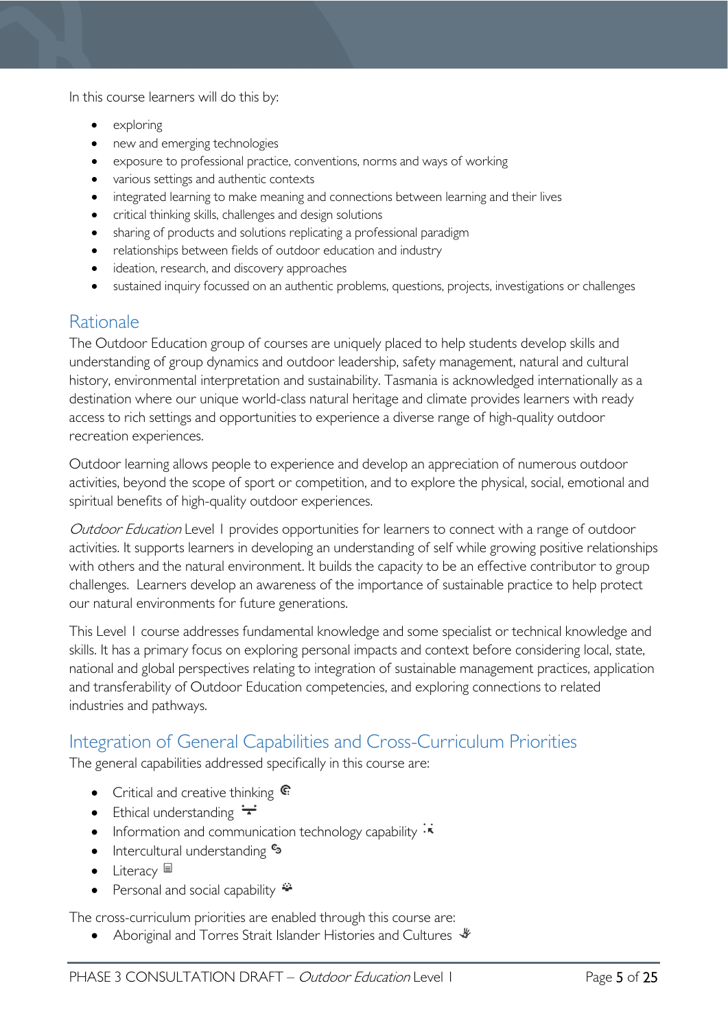In this course learners will do this by:

- exploring
- new and emerging technologies
- exposure to professional practice, conventions, norms and ways of working
- various settings and authentic contexts
- integrated learning to make meaning and connections between learning and their lives
- critical thinking skills, challenges and design solutions
- sharing of products and solutions replicating a professional paradigm
- relationships between fields of outdoor education and industry
- ideation, research, and discovery approaches
- sustained inquiry focussed on an authentic problems, questions, projects, investigations or challenges

## Rationale

The Outdoor Education group of courses are uniquely placed to help students develop skills and understanding of group dynamics and outdoor leadership, safety management, natural and cultural history, environmental interpretation and sustainability. Tasmania is acknowledged internationally as a destination where our unique world-class natural heritage and climate provides learners with ready access to rich settings and opportunities to experience a diverse range of high-quality outdoor recreation experiences.

Outdoor learning allows people to experience and develop an appreciation of numerous outdoor activities, beyond the scope of sport or competition, and to explore the physical, social, emotional and spiritual benefits of high-quality outdoor experiences.

*Outdoor Education* Level 1 provides opportunities for learners to connect with a range of outdoor activities. It supports learners in developing an understanding of self while growing positive relationships with others and the natural environment. It builds the capacity to be an effective contributor to group challenges. Learners develop an awareness of the importance of sustainable practice to help protect our natural environments for future generations.

This Level 1 course addresses fundamental knowledge and some specialist or technical knowledge and skills. It has a primary focus on exploring personal impacts and context before considering local, state, national and global perspectives relating to integration of sustainable management practices, application and transferability of Outdoor Education competencies, and exploring connections to related industries and pathways.

## Integration of General Capabilities and Cross-Curriculum Priorities

The general capabilities addressed specifically in this course are:

- Critical and creative thinking
- Ethical understanding
- Information and communication technology capability
- Intercultural understanding
- Literacy
- Personal and social capability

The cross-curriculum priorities are enabled through this course are:

- Aboriginal and Torres Strait Islander Histories and Cultures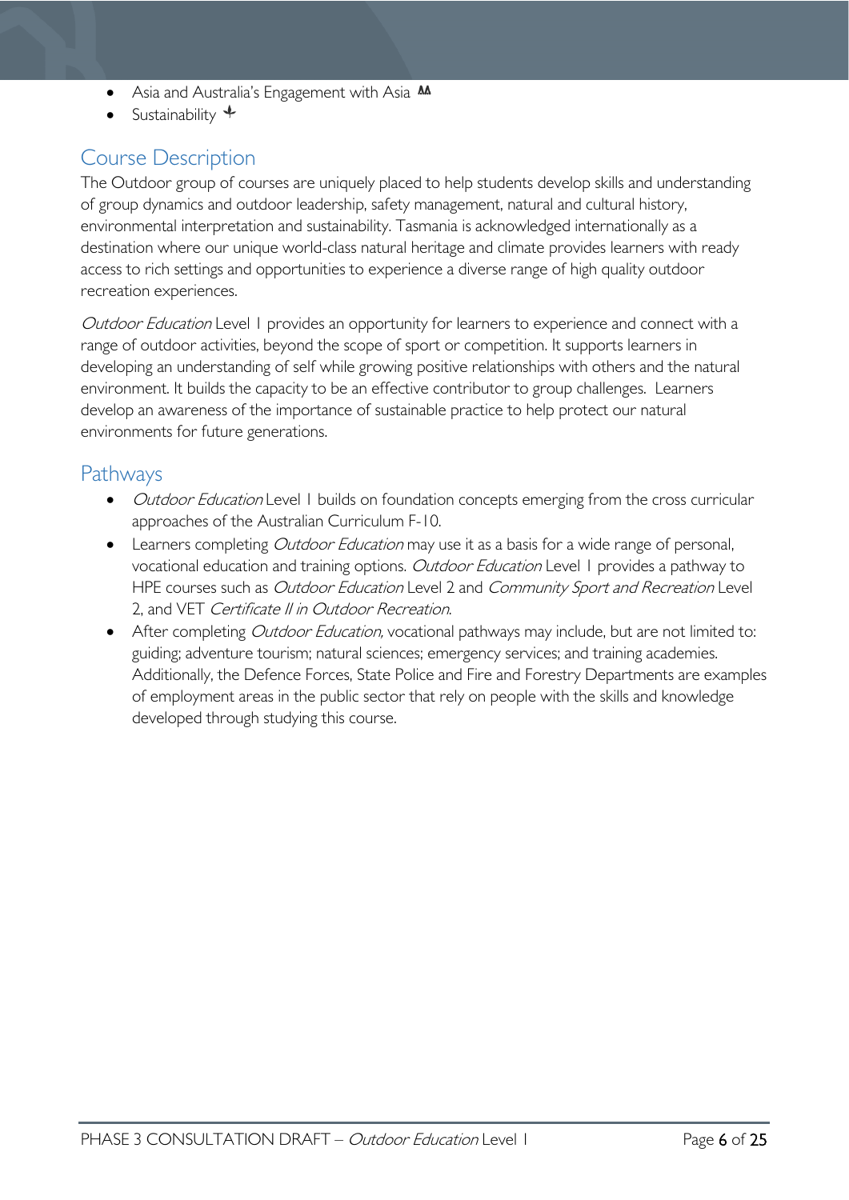- Asia and Australia's Engagement with Asia
- Sustainability

## Course Description

The Outdoor group of courses are uniquely placed to help students develop skills and understanding of group dynamics and outdoor leadership, safety management, natural and cultural history, environmental interpretation and sustainability. Tasmania is acknowledged internationally as a destination where our unique world-class natural heritage and climate provides learners with ready access to rich settings and opportunities to experience a diverse range of high quality outdoor recreation experiences.

*Outdoor Education* Level 1 provides an opportunity for learners to experience and connect with a range of outdoor activities, beyond the scope of sport or competition. It supports learners in developing an understanding of self while growing positive relationships with others and the natural environment. It builds the capacity to be an effective contributor to group challenges. Learners develop an awareness of the importance of sustainable practice to help protect our natural environments for future generations.

## Pathways

- *Outdoor Education* Level 1 builds on foundation concepts emerging from the cross curricular approaches of the Australian Curriculum F-10.
- Learners completing *Outdoor Education* may use it as a basis for a wide range of personal, vocational education and training options. *Outdoor Education* Level 1 provides a pathway to HPE courses such as *Outdoor Education* Level 2 and *Community Sport and Recreation* Level 2, and VET *Certificate II in Outdoor Recreation*.
- After completing *Outdoor Education,* vocational pathways may include, but are not limited to: guiding; adventure tourism; natural sciences; emergency services; and training academies. Additionally, the Defence Forces, State Police and Fire and Forestry Departments are examples of employment areas in the public sector that rely on people with the skills and knowledge developed through studying this course.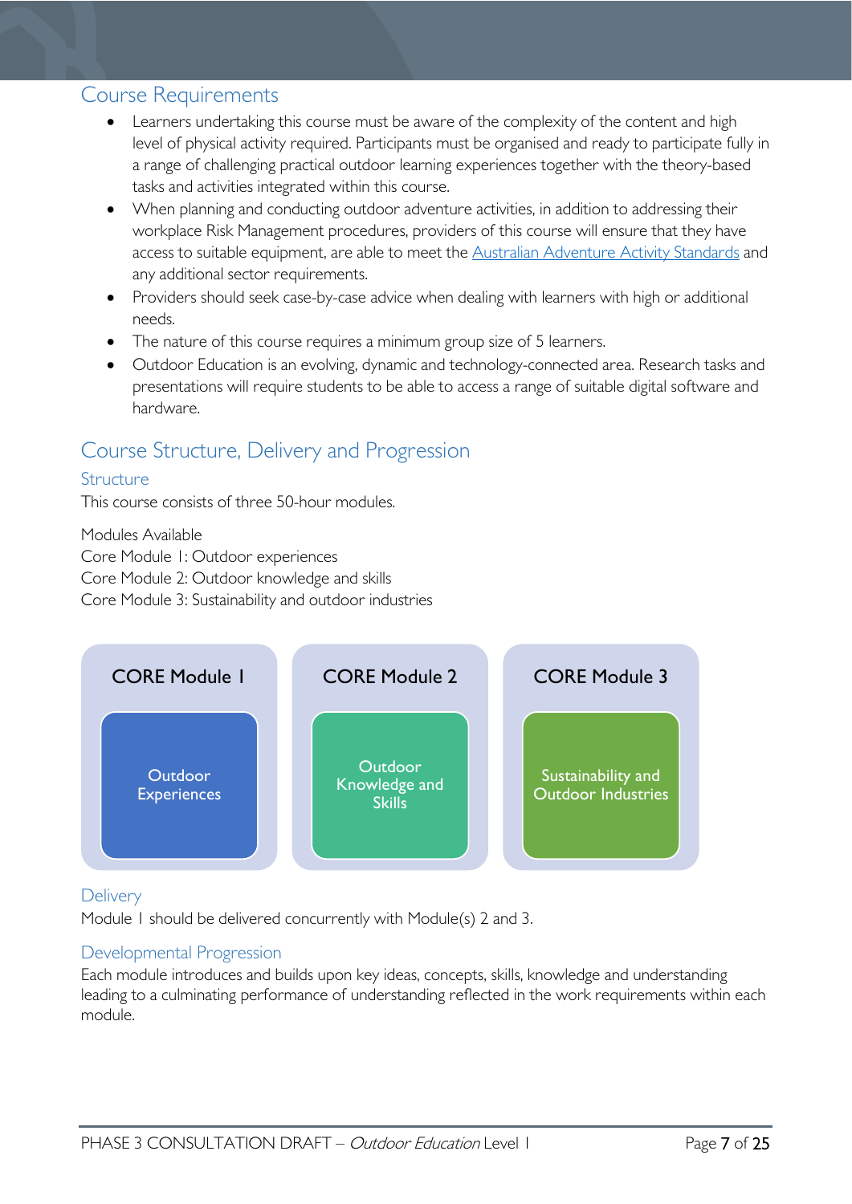## Course Requirements

- Learners undertaking this course must be aware of the complexity of the content and high level of physical activity required. Participants must be organised and ready to participate fully in a range of challenging practical outdoor learning experiences together with the theory-based tasks and activities integrated within this course.
- When planning and conducting outdoor adventure activities, in addition to addressing their workplace Risk Management procedures, providers of this course will ensure that they have access to suitable equipment, are able to meet the Australian Adventure Activity Standards and any additional sector requirements.
- Providers should seek case-by-case advice when dealing with learners with high or additional needs.
- The nature of this course requires a minimum group size of 5 learners.
- Outdoor Education is an evolving, dynamic and technology-connected area. Research tasks and presentations will require students to be able to access a range of suitable digital software and hardware.

## Course Structure, Delivery and Progression

### Structure

This course consists of three 50-hour modules.

Modules Available
Core Module 1: Outdoor experiences
Core Module 2: Outdoor knowledge and skills
Core Module 3: Sustainability and outdoor industries

| CORE Module 1 | CORE Module 2 | CORE Module 3 |
|---|---|---|
| Outdoor Experiences | Outdoor Knowledge and Skills | Sustainability and Outdoor Industries |

### Delivery

Module 1 should be delivered concurrently with Module(s) 2 and 3.

### Developmental Progression

Each module introduces and builds upon key ideas, concepts, skills, knowledge and understanding leading to a culminating performance of understanding reflected in the work requirements within each module.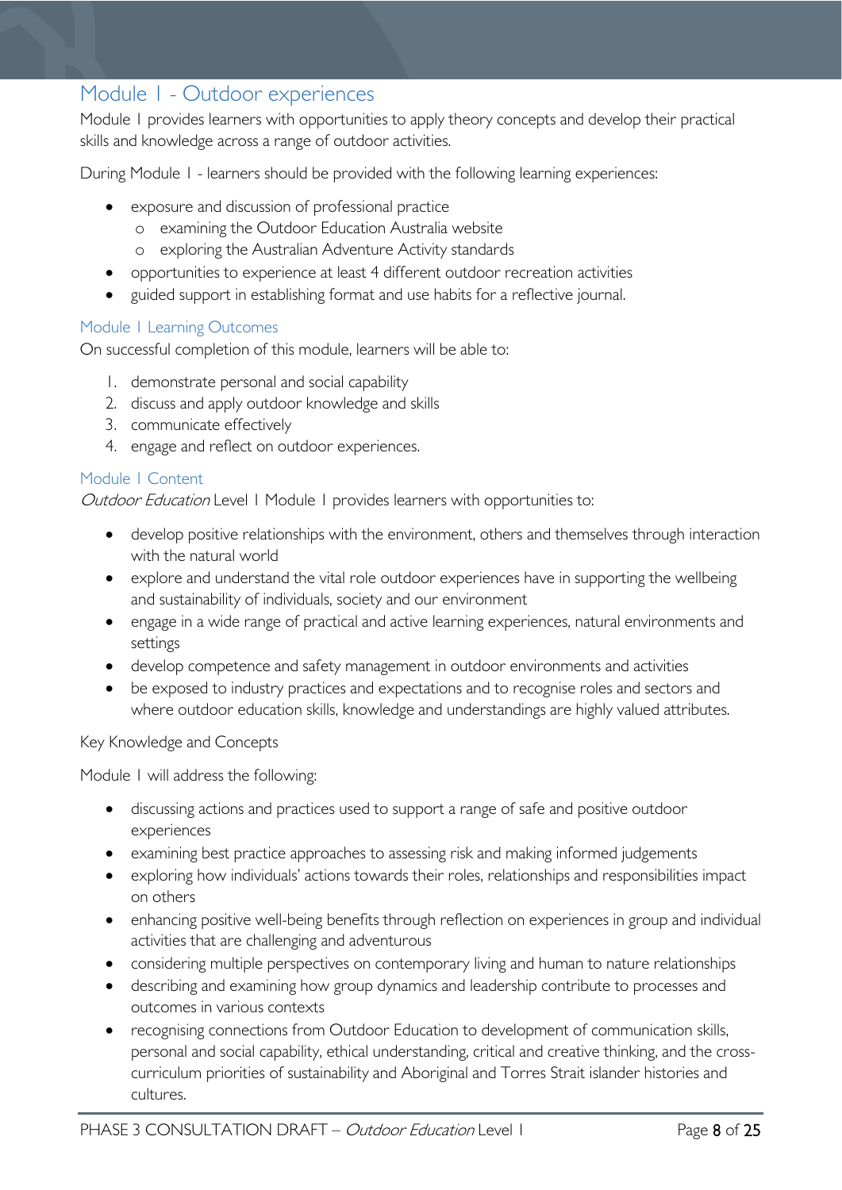## Module 1 - Outdoor experiences

Module 1 provides learners with opportunities to apply theory concepts and develop their practical skills and knowledge across a range of outdoor activities.

During Module 1 - learners should be provided with the following learning experiences:

- exposure and discussion of professional practice
  - examining the Outdoor Education Australia website
  - exploring the Australian Adventure Activity standards
- opportunities to experience at least 4 different outdoor recreation activities
- guided support in establishing format and use habits for a reflective journal.

### Module 1 Learning Outcomes

On successful completion of this module, learners will be able to:

1. demonstrate personal and social capability
2. discuss and apply outdoor knowledge and skills
3. communicate effectively
4. engage and reflect on outdoor experiences.

### Module 1 Content

*Outdoor Education* Level 1 Module 1 provides learners with opportunities to:

- develop positive relationships with the environment, others and themselves through interaction with the natural world
- explore and understand the vital role outdoor experiences have in supporting the wellbeing and sustainability of individuals, society and our environment
- engage in a wide range of practical and active learning experiences, natural environments and settings
- develop competence and safety management in outdoor environments and activities
- be exposed to industry practices and expectations and to recognise roles and sectors and where outdoor education skills, knowledge and understandings are highly valued attributes.

Key Knowledge and Concepts

Module 1 will address the following:

- discussing actions and practices used to support a range of safe and positive outdoor experiences
- examining best practice approaches to assessing risk and making informed judgements
- exploring how individuals' actions towards their roles, relationships and responsibilities impact on others
- enhancing positive well-being benefits through reflection on experiences in group and individual activities that are challenging and adventurous
- considering multiple perspectives on contemporary living and human to nature relationships
- describing and examining how group dynamics and leadership contribute to processes and outcomes in various contexts
- recognising connections from Outdoor Education to development of communication skills, personal and social capability, ethical understanding, critical and creative thinking, and the cross-curriculum priorities of sustainability and Aboriginal and Torres Strait islander histories and cultures.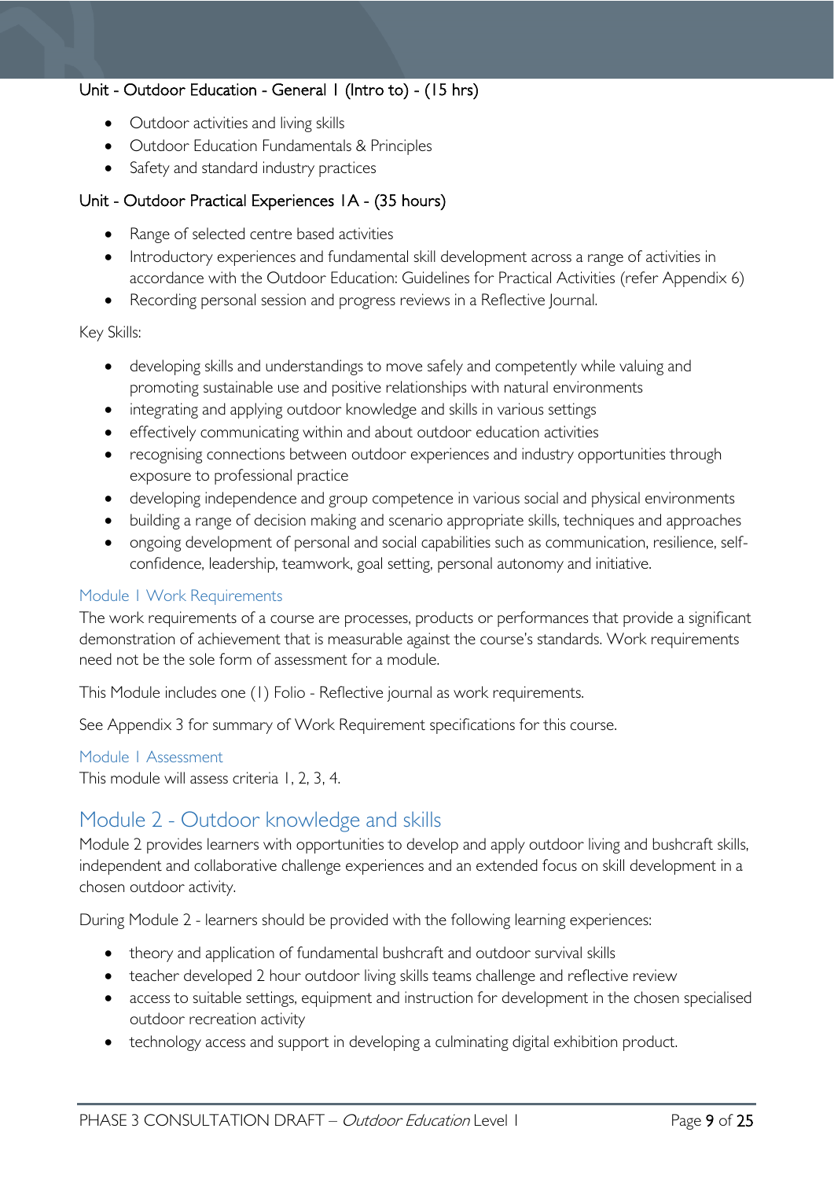### Unit - Outdoor Education - General 1 (Intro to) - (15 hrs)

- Outdoor activities and living skills
- Outdoor Education Fundamentals & Principles
- Safety and standard industry practices

### Unit - Outdoor Practical Experiences 1A - (35 hours)

- Range of selected centre based activities
- Introductory experiences and fundamental skill development across a range of activities in accordance with the Outdoor Education: Guidelines for Practical Activities (refer Appendix 6)
- Recording personal session and progress reviews in a Reflective Journal.

Key Skills:

- developing skills and understandings to move safely and competently while valuing and promoting sustainable use and positive relationships with natural environments
- integrating and applying outdoor knowledge and skills in various settings
- effectively communicating within and about outdoor education activities
- recognising connections between outdoor experiences and industry opportunities through exposure to professional practice
- developing independence and group competence in various social and physical environments
- building a range of decision making and scenario appropriate skills, techniques and approaches
- ongoing development of personal and social capabilities such as communication, resilience, self-confidence, leadership, teamwork, goal setting, personal autonomy and initiative.

### Module 1 Work Requirements

The work requirements of a course are processes, products or performances that provide a significant demonstration of achievement that is measurable against the course's standards. Work requirements need not be the sole form of assessment for a module.

This Module includes one (1) Folio - Reflective journal as work requirements.

See Appendix 3 for summary of Work Requirement specifications for this course.

### Module 1 Assessment

This module will assess criteria 1, 2, 3, 4.

## Module 2 - Outdoor knowledge and skills

Module 2 provides learners with opportunities to develop and apply outdoor living and bushcraft skills, independent and collaborative challenge experiences and an extended focus on skill development in a chosen outdoor activity.

During Module 2 - learners should be provided with the following learning experiences:

- theory and application of fundamental bushcraft and outdoor survival skills
- teacher developed 2 hour outdoor living skills teams challenge and reflective review
- access to suitable settings, equipment and instruction for development in the chosen specialised outdoor recreation activity
- technology access and support in developing a culminating digital exhibition product.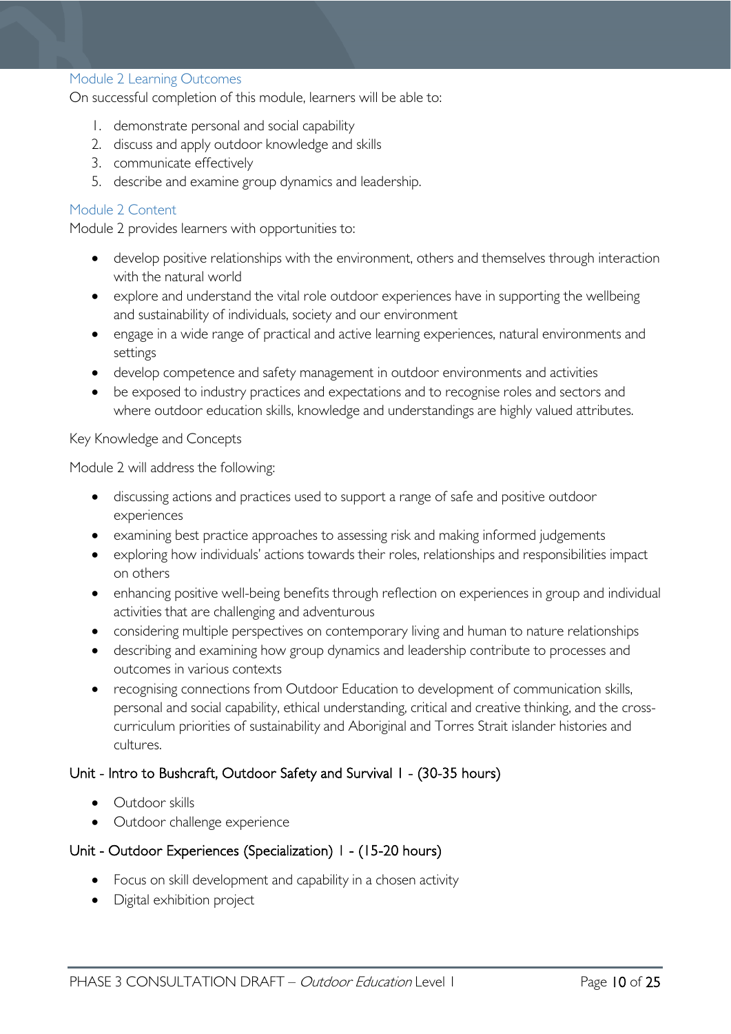### Module 2 Learning Outcomes

On successful completion of this module, learners will be able to:

1. demonstrate personal and social capability
2. discuss and apply outdoor knowledge and skills
3. communicate effectively
5. describe and examine group dynamics and leadership.

### Module 2 Content

Module 2 provides learners with opportunities to:

- develop positive relationships with the environment, others and themselves through interaction with the natural world
- explore and understand the vital role outdoor experiences have in supporting the wellbeing and sustainability of individuals, society and our environment
- engage in a wide range of practical and active learning experiences, natural environments and settings
- develop competence and safety management in outdoor environments and activities
- be exposed to industry practices and expectations and to recognise roles and sectors and where outdoor education skills, knowledge and understandings are highly valued attributes.

Key Knowledge and Concepts

Module 2 will address the following:

- discussing actions and practices used to support a range of safe and positive outdoor experiences
- examining best practice approaches to assessing risk and making informed judgements
- exploring how individuals' actions towards their roles, relationships and responsibilities impact on others
- enhancing positive well-being benefits through reflection on experiences in group and individual activities that are challenging and adventurous
- considering multiple perspectives on contemporary living and human to nature relationships
- describing and examining how group dynamics and leadership contribute to processes and outcomes in various contexts
- recognising connections from Outdoor Education to development of communication skills, personal and social capability, ethical understanding, critical and creative thinking, and the cross-curriculum priorities of sustainability and Aboriginal and Torres Strait islander histories and cultures.

#### Unit - Intro to Bushcraft, Outdoor Safety and Survival 1 - (30-35 hours)

- Outdoor skills
- Outdoor challenge experience

#### Unit - Outdoor Experiences (Specialization) 1 - (15-20 hours)

- Focus on skill development and capability in a chosen activity
- Digital exhibition project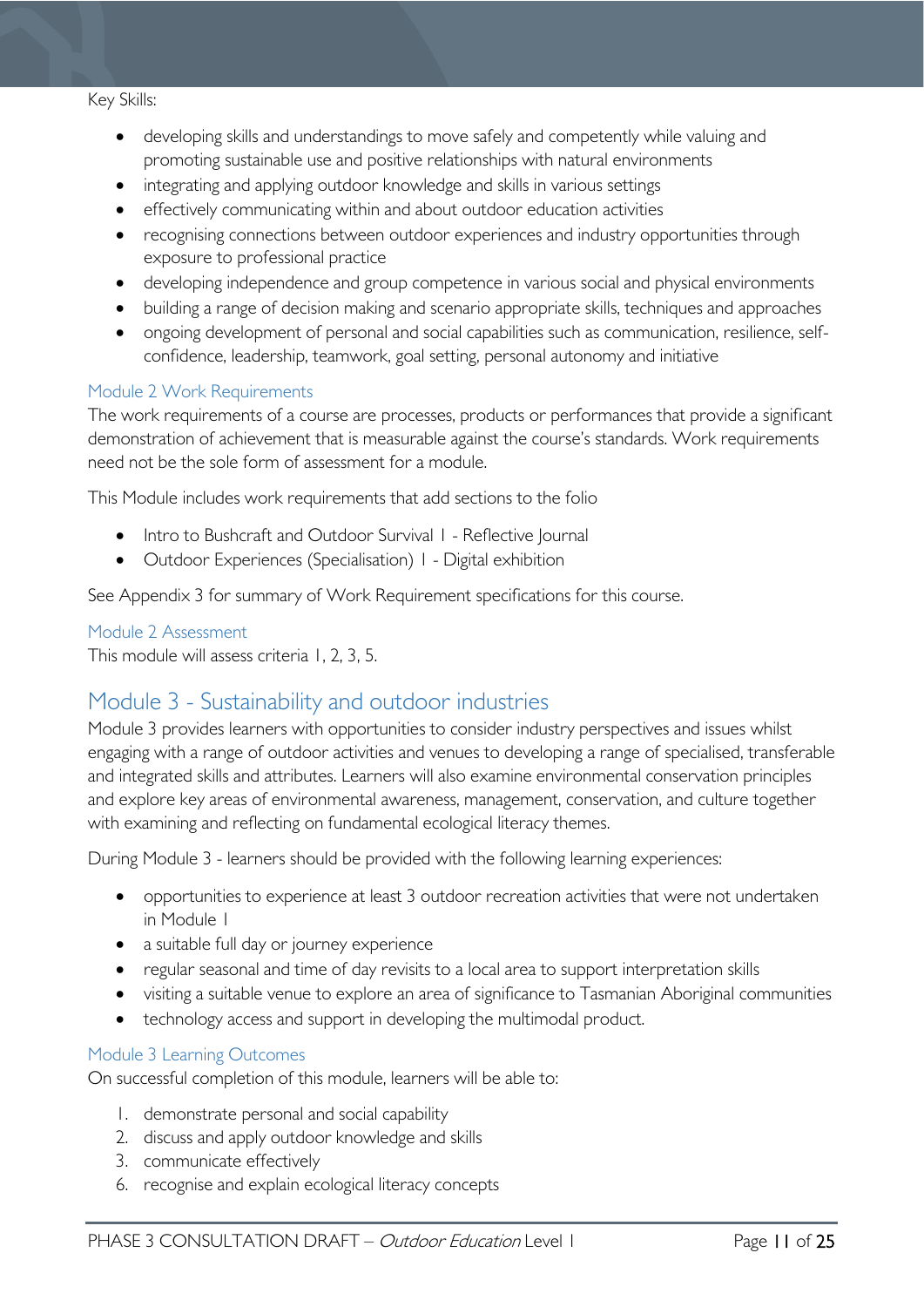Key Skills:

- developing skills and understandings to move safely and competently while valuing and promoting sustainable use and positive relationships with natural environments
- integrating and applying outdoor knowledge and skills in various settings
- effectively communicating within and about outdoor education activities
- recognising connections between outdoor experiences and industry opportunities through exposure to professional practice
- developing independence and group competence in various social and physical environments
- building a range of decision making and scenario appropriate skills, techniques and approaches
- ongoing development of personal and social capabilities such as communication, resilience, self-confidence, leadership, teamwork, goal setting, personal autonomy and initiative

### Module 2 Work Requirements

The work requirements of a course are processes, products or performances that provide a significant demonstration of achievement that is measurable against the course's standards. Work requirements need not be the sole form of assessment for a module.

This Module includes work requirements that add sections to the folio

- Intro to Bushcraft and Outdoor Survival 1 - Reflective Journal
- Outdoor Experiences (Specialisation) 1 - Digital exhibition

See Appendix 3 for summary of Work Requirement specifications for this course.

### Module 2 Assessment

This module will assess criteria 1, 2, 3, 5.

## Module 3 - Sustainability and outdoor industries

Module 3 provides learners with opportunities to consider industry perspectives and issues whilst engaging with a range of outdoor activities and venues to developing a range of specialised, transferable and integrated skills and attributes. Learners will also examine environmental conservation principles and explore key areas of environmental awareness, management, conservation, and culture together with examining and reflecting on fundamental ecological literacy themes.

During Module 3 - learners should be provided with the following learning experiences:

- opportunities to experience at least 3 outdoor recreation activities that were not undertaken in Module 1
- a suitable full day or journey experience
- regular seasonal and time of day revisits to a local area to support interpretation skills
- visiting a suitable venue to explore an area of significance to Tasmanian Aboriginal communities
- technology access and support in developing the multimodal product.

### Module 3 Learning Outcomes

On successful completion of this module, learners will be able to:

1. demonstrate personal and social capability
2. discuss and apply outdoor knowledge and skills
3. communicate effectively
6. recognise and explain ecological literacy concepts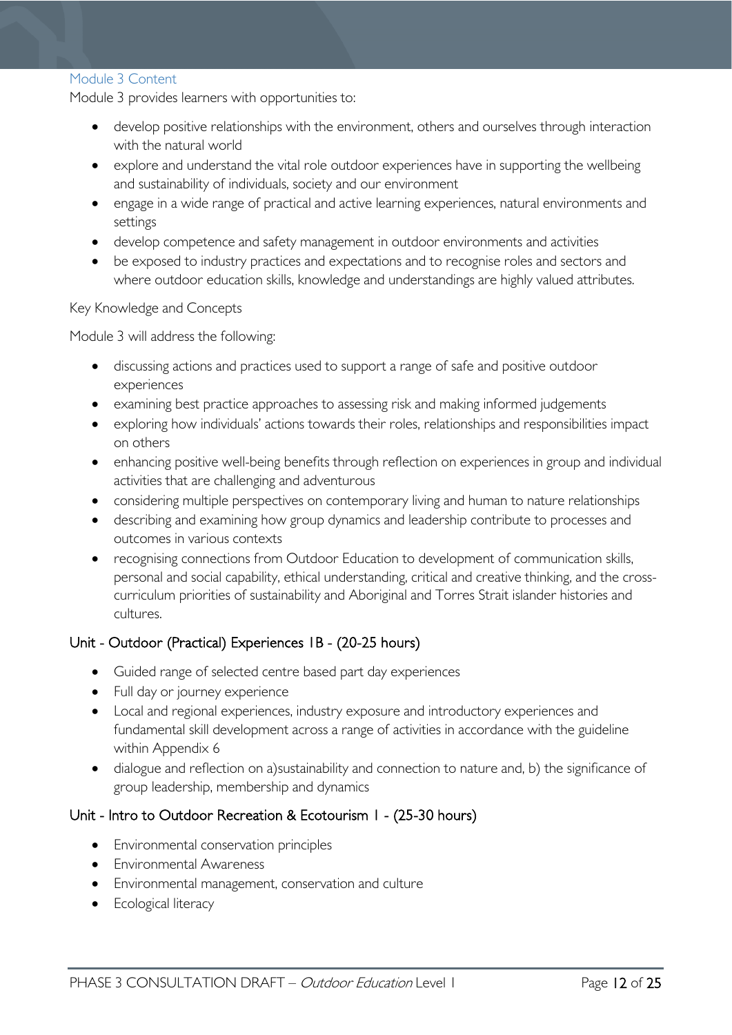### Module 3 Content

Module 3 provides learners with opportunities to:

- develop positive relationships with the environment, others and ourselves through interaction with the natural world
- explore and understand the vital role outdoor experiences have in supporting the wellbeing and sustainability of individuals, society and our environment
- engage in a wide range of practical and active learning experiences, natural environments and settings
- develop competence and safety management in outdoor environments and activities
- be exposed to industry practices and expectations and to recognise roles and sectors and where outdoor education skills, knowledge and understandings are highly valued attributes.

Key Knowledge and Concepts

Module 3 will address the following:

- discussing actions and practices used to support a range of safe and positive outdoor experiences
- examining best practice approaches to assessing risk and making informed judgements
- exploring how individuals' actions towards their roles, relationships and responsibilities impact on others
- enhancing positive well-being benefits through reflection on experiences in group and individual activities that are challenging and adventurous
- considering multiple perspectives on contemporary living and human to nature relationships
- describing and examining how group dynamics and leadership contribute to processes and outcomes in various contexts
- recognising connections from Outdoor Education to development of communication skills, personal and social capability, ethical understanding, critical and creative thinking, and the cross-curriculum priorities of sustainability and Aboriginal and Torres Strait islander histories and cultures.

#### Unit - Outdoor (Practical) Experiences 1B - (20-25 hours)

- Guided range of selected centre based part day experiences
- Full day or journey experience
- Local and regional experiences, industry exposure and introductory experiences and fundamental skill development across a range of activities in accordance with the guideline within Appendix 6
- dialogue and reflection on a)sustainability and connection to nature and, b) the significance of group leadership, membership and dynamics

#### Unit - Intro to Outdoor Recreation & Ecotourism 1 - (25-30 hours)

- Environmental conservation principles
- Environmental Awareness
- Environmental management, conservation and culture
- Ecological literacy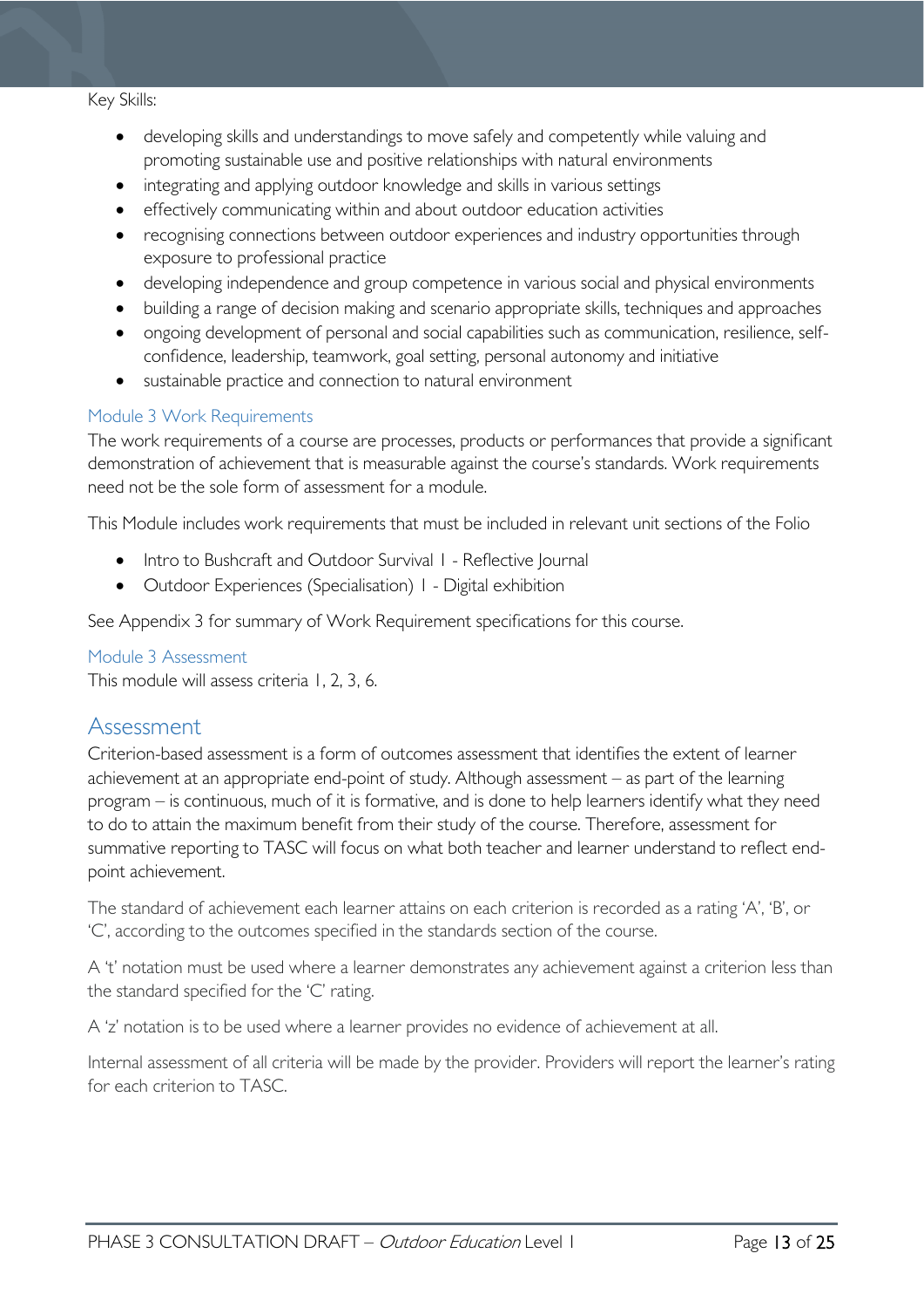Key Skills:

- developing skills and understandings to move safely and competently while valuing and promoting sustainable use and positive relationships with natural environments
- integrating and applying outdoor knowledge and skills in various settings
- effectively communicating within and about outdoor education activities
- recognising connections between outdoor experiences and industry opportunities through exposure to professional practice
- developing independence and group competence in various social and physical environments
- building a range of decision making and scenario appropriate skills, techniques and approaches
- ongoing development of personal and social capabilities such as communication, resilience, self-confidence, leadership, teamwork, goal setting, personal autonomy and initiative
- sustainable practice and connection to natural environment

### Module 3 Work Requirements

The work requirements of a course are processes, products or performances that provide a significant demonstration of achievement that is measurable against the course's standards. Work requirements need not be the sole form of assessment for a module.

This Module includes work requirements that must be included in relevant unit sections of the Folio

- Intro to Bushcraft and Outdoor Survival 1 - Reflective Journal
- Outdoor Experiences (Specialisation) 1 - Digital exhibition

See Appendix 3 for summary of Work Requirement specifications for this course.

### Module 3 Assessment

This module will assess criteria 1, 2, 3, 6.

## Assessment

Criterion-based assessment is a form of outcomes assessment that identifies the extent of learner achievement at an appropriate end-point of study. Although assessment – as part of the learning program – is continuous, much of it is formative, and is done to help learners identify what they need to do to attain the maximum benefit from their study of the course. Therefore, assessment for summative reporting to TASC will focus on what both teacher and learner understand to reflect end-point achievement.

The standard of achievement each learner attains on each criterion is recorded as a rating 'A', 'B', or 'C', according to the outcomes specified in the standards section of the course.

A 't' notation must be used where a learner demonstrates any achievement against a criterion less than the standard specified for the 'C' rating.

A 'z' notation is to be used where a learner provides no evidence of achievement at all.

Internal assessment of all criteria will be made by the provider. Providers will report the learner's rating for each criterion to TASC.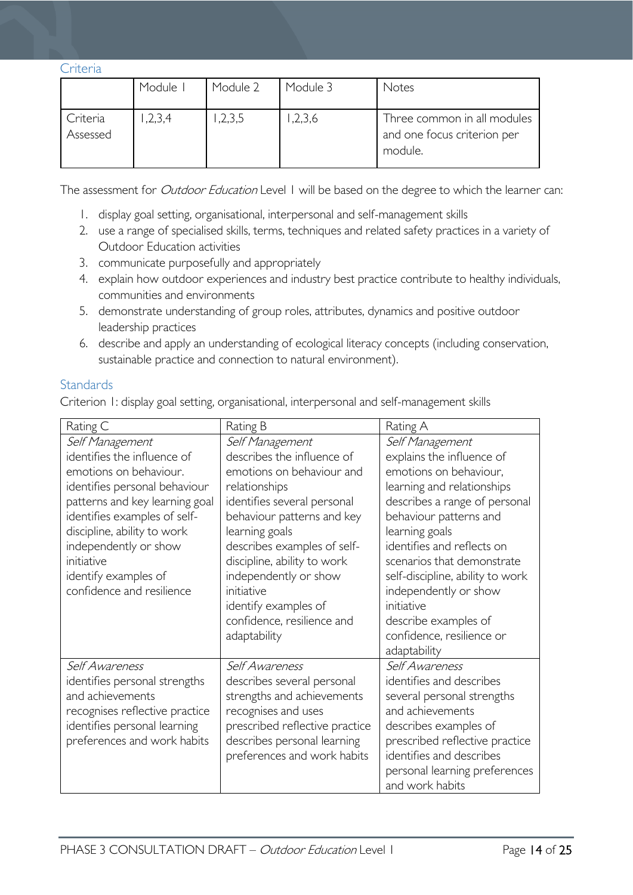## Criteria

| | Module 1 | Module 2 | Module 3 | Notes |
|---|---|---|---|---|
| Criteria Assessed | 1,2,3,4 | 1,2,3,5 | 1,2,3,6 | Three common in all modules and one focus criterion per module. |

The assessment for *Outdoor Education* Level 1 will be based on the degree to which the learner can:

1. display goal setting, organisational, interpersonal and self-management skills
2. use a range of specialised skills, terms, techniques and related safety practices in a variety of Outdoor Education activities
3. communicate purposefully and appropriately
4. explain how outdoor experiences and industry best practice contribute to healthy individuals, communities and environments
5. demonstrate understanding of group roles, attributes, dynamics and positive outdoor leadership practices
6. describe and apply an understanding of ecological literacy concepts (including conservation, sustainable practice and connection to natural environment).

## Standards

Criterion 1: display goal setting, organisational, interpersonal and self-management skills

| Rating C | Rating B | Rating A |
|---|---|---|
| *Self Management*<br>identifies the influence of emotions on behaviour.<br>identifies personal behaviour patterns and key learning goal<br>identifies examples of self-discipline, ability to work independently or show initiative<br>identify examples of confidence and resilience | *Self Management*<br>describes the influence of emotions on behaviour and relationships<br>identifies several personal behaviour patterns and key learning goals<br>describes examples of self-discipline, ability to work independently or show initiative<br>identify examples of confidence, resilience and adaptability | *Self Management*<br>explains the influence of emotions on behaviour, learning and relationships<br>describes a range of personal behaviour patterns and learning goals<br>identifies and reflects on scenarios that demonstrate self-discipline, ability to work independently or show initiative<br>describe examples of confidence, resilience or adaptability |
| *Self Awareness*<br>identifies personal strengths and achievements<br>recognises reflective practice<br>identifies personal learning preferences and work habits | *Self Awareness*<br>describes several personal strengths and achievements<br>recognises and uses prescribed reflective practice<br>describes personal learning preferences and work habits | *Self Awareness*<br>identifies and describes several personal strengths and achievements<br>describes examples of prescribed reflective practice<br>identifies and describes personal learning preferences and work habits |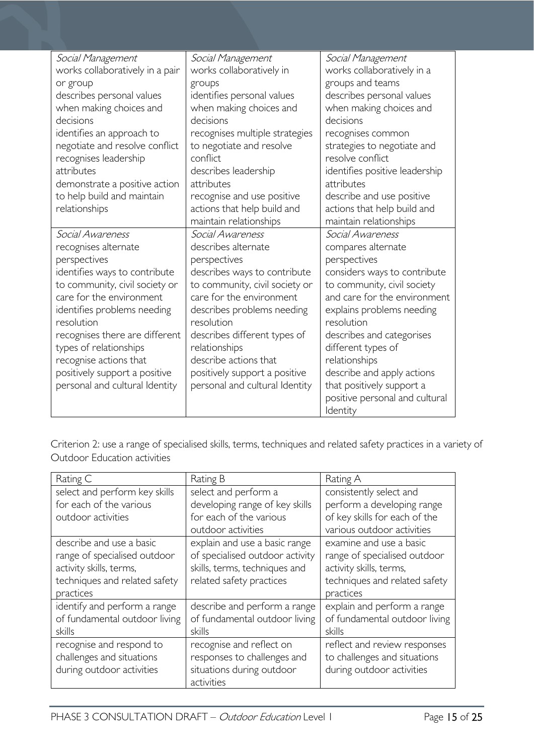| *Social Management*<br>works collaboratively in a pair or group<br>describes personal values when making choices and decisions<br>identifies an approach to negotiate and resolve conflict<br>recognises leadership attributes<br>demonstrate a positive action to help build and maintain relationships | *Social Management*<br>works collaboratively in groups<br>identifies personal values when making choices and decisions<br>recognises multiple strategies to negotiate and resolve conflict<br>describes leadership attributes<br>recognise and use positive actions that help build and maintain relationships | *Social Management*<br>works collaboratively in a groups and teams<br>describes personal values when making choices and decisions<br>recognises common strategies to negotiate and resolve conflict<br>identifies positive leadership attributes<br>describe and use positive actions that help build and maintain relationships |
|---|---|---|
| *Social Awareness*<br>recognises alternate perspectives<br>identifies ways to contribute to community, civil society or care for the environment<br>identifies problems needing resolution<br>recognises there are different types of relationships<br>recognise actions that positively support a positive personal and cultural Identity | *Social Awareness*<br>describes alternate perspectives<br>describes ways to contribute to community, civil society or care for the environment<br>describes problems needing resolution<br>describes different types of relationships<br>describe actions that positively support a positive personal and cultural Identity | *Social Awareness*<br>compares alternate perspectives<br>considers ways to contribute to community, civil society and care for the environment<br>explains problems needing resolution<br>describes and categorises different types of relationships<br>describe and apply actions that positively support a positive personal and cultural Identity |

Criterion 2: use a range of specialised skills, terms, techniques and related safety practices in a variety of Outdoor Education activities

| Rating C | Rating B | Rating A |
|---|---|---|
| select and perform key skills for each of the various outdoor activities | select and perform a developing range of key skills for each of the various outdoor activities | consistently select and perform a developing range of key skills for each of the various outdoor activities |
| describe and use a basic range of specialised outdoor activity skills, terms, techniques and related safety practices | explain and use a basic range of specialised outdoor activity skills, terms, techniques and related safety practices | examine and use a basic range of specialised outdoor activity skills, terms, techniques and related safety practices |
| identify and perform a range of fundamental outdoor living skills | describe and perform a range of fundamental outdoor living skills | explain and perform a range of fundamental outdoor living skills |
| recognise and respond to challenges and situations during outdoor activities | recognise and reflect on responses to challenges and situations during outdoor activities | reflect and review responses to challenges and situations during outdoor activities |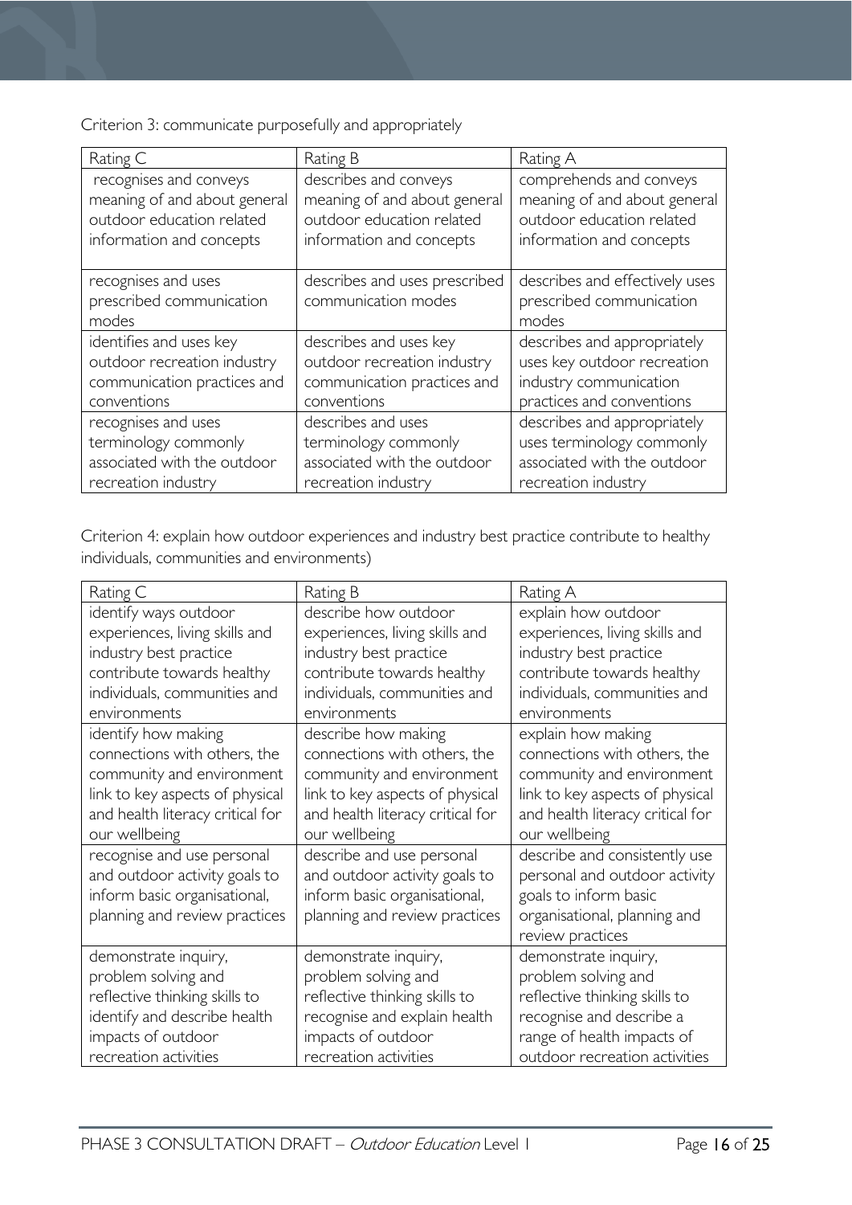Criterion 3: communicate purposefully and appropriately

| Rating C | Rating B | Rating A |
|---|---|---|
| recognises and conveys meaning of and about general outdoor education related information and concepts | describes and conveys meaning of and about general outdoor education related information and concepts | comprehends and conveys meaning of and about general outdoor education related information and concepts |
| recognises and uses prescribed communication modes | describes and uses prescribed communication modes | describes and effectively uses prescribed communication modes |
| identifies and uses key outdoor recreation industry communication practices and conventions | describes and uses key outdoor recreation industry communication practices and conventions | describes and appropriately uses key outdoor recreation industry communication practices and conventions |
| recognises and uses terminology commonly associated with the outdoor recreation industry | describes and uses terminology commonly associated with the outdoor recreation industry | describes and appropriately uses terminology commonly associated with the outdoor recreation industry |

Criterion 4: explain how outdoor experiences and industry best practice contribute to healthy individuals, communities and environments)

| Rating C | Rating B | Rating A |
|---|---|---|
| identify ways outdoor experiences, living skills and industry best practice contribute towards healthy individuals, communities and environments | describe how outdoor experiences, living skills and industry best practice contribute towards healthy individuals, communities and environments | explain how outdoor experiences, living skills and industry best practice contribute towards healthy individuals, communities and environments |
| identify how making connections with others, the community and environment link to key aspects of physical and health literacy critical for our wellbeing | describe how making connections with others, the community and environment link to key aspects of physical and health literacy critical for our wellbeing | explain how making connections with others, the community and environment link to key aspects of physical and health literacy critical for our wellbeing |
| recognise and use personal and outdoor activity goals to inform basic organisational, planning and review practices | describe and use personal and outdoor activity goals to inform basic organisational, planning and review practices | describe and consistently use personal and outdoor activity goals to inform basic organisational, planning and review practices |
| demonstrate inquiry, problem solving and reflective thinking skills to identify and describe health impacts of outdoor recreation activities | demonstrate inquiry, problem solving and reflective thinking skills to recognise and explain health impacts of outdoor recreation activities | demonstrate inquiry, problem solving and reflective thinking skills to recognise and describe a range of health impacts of outdoor recreation activities |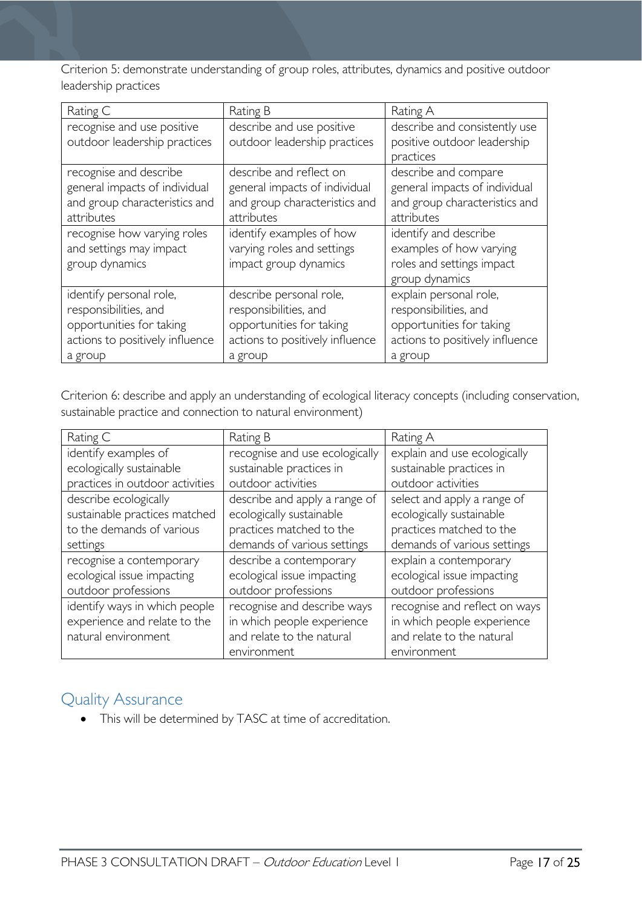Criterion 5: demonstrate understanding of group roles, attributes, dynamics and positive outdoor leadership practices

| Rating C | Rating B | Rating A |
|---|---|---|
| recognise and use positive outdoor leadership practices | describe and use positive outdoor leadership practices | describe and consistently use positive outdoor leadership practices |
| recognise and describe general impacts of individual and group characteristics and attributes | describe and reflect on general impacts of individual and group characteristics and attributes | describe and compare general impacts of individual and group characteristics and attributes |
| recognise how varying roles and settings may impact group dynamics | identify examples of how varying roles and settings impact group dynamics | identify and describe examples of how varying roles and settings impact group dynamics |
| identify personal role, responsibilities, and opportunities for taking actions to positively influence a group | describe personal role, responsibilities, and opportunities for taking actions to positively influence a group | explain personal role, responsibilities, and opportunities for taking actions to positively influence a group |

Criterion 6: describe and apply an understanding of ecological literacy concepts (including conservation, sustainable practice and connection to natural environment)

| Rating C | Rating B | Rating A |
|---|---|---|
| identify examples of ecologically sustainable practices in outdoor activities | recognise and use ecologically sustainable practices in outdoor activities | explain and use ecologically sustainable practices in outdoor activities |
| describe ecologically sustainable practices matched to the demands of various settings | describe and apply a range of ecologically sustainable practices matched to the demands of various settings | select and apply a range of ecologically sustainable practices matched to the demands of various settings |
| recognise a contemporary ecological issue impacting outdoor professions | describe a contemporary ecological issue impacting outdoor professions | explain a contemporary ecological issue impacting outdoor professions |
| identify ways in which people experience and relate to the natural environment | recognise and describe ways in which people experience and relate to the natural environment | recognise and reflect on ways in which people experience and relate to the natural environment |

## Quality Assurance

- This will be determined by TASC at time of accreditation.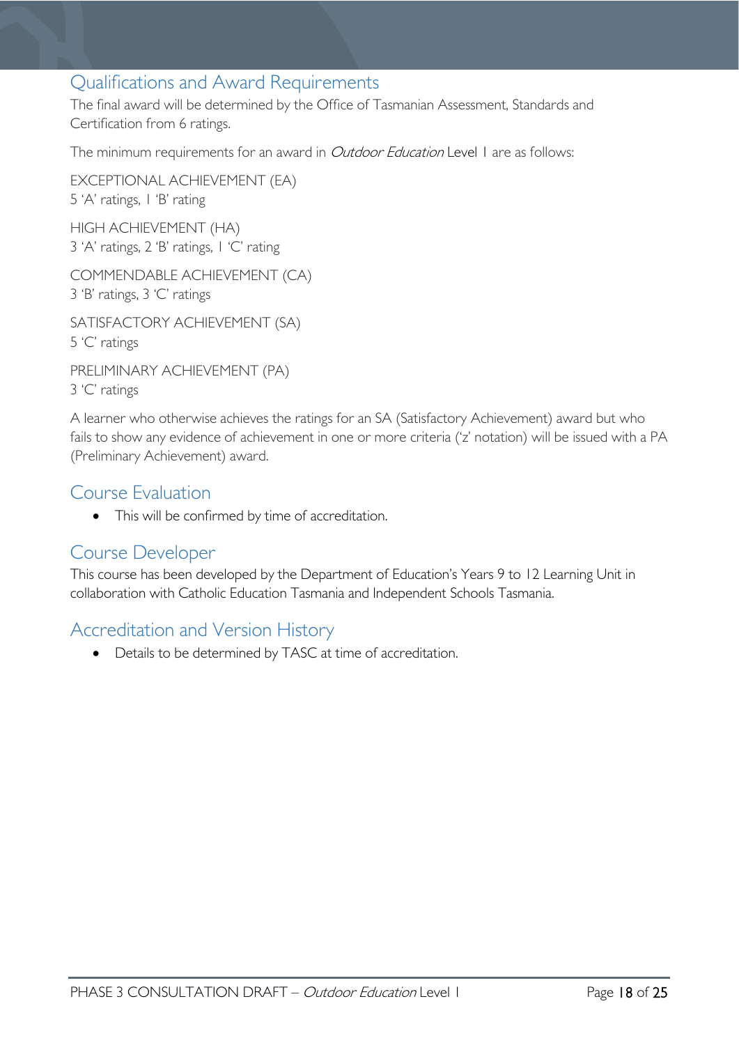## Qualifications and Award Requirements

The final award will be determined by the Office of Tasmanian Assessment, Standards and Certification from 6 ratings.

The minimum requirements for an award in *Outdoor Education* Level 1 are as follows:

EXCEPTIONAL ACHIEVEMENT (EA)
5 'A' ratings, 1 'B' rating

HIGH ACHIEVEMENT (HA)
3 'A' ratings, 2 'B' ratings, 1 'C' rating

COMMENDABLE ACHIEVEMENT (CA)
3 'B' ratings, 3 'C' ratings

SATISFACTORY ACHIEVEMENT (SA)
5 'C' ratings

PRELIMINARY ACHIEVEMENT (PA)
3 'C' ratings

A learner who otherwise achieves the ratings for an SA (Satisfactory Achievement) award but who fails to show any evidence of achievement in one or more criteria ('z' notation) will be issued with a PA (Preliminary Achievement) award.

## Course Evaluation

- This will be confirmed by time of accreditation.

## Course Developer

This course has been developed by the Department of Education's Years 9 to 12 Learning Unit in collaboration with Catholic Education Tasmania and Independent Schools Tasmania.

## Accreditation and Version History

- Details to be determined by TASC at time of accreditation.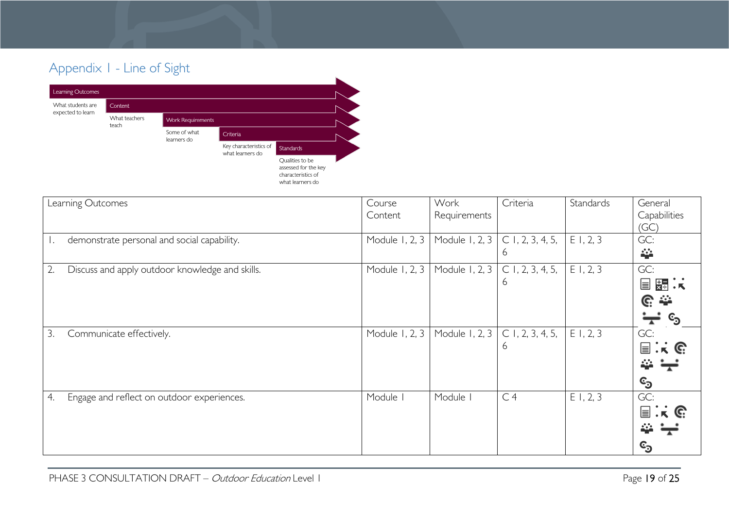## Appendix 1 - Line of Sight

Learning Outcomes — What students are expected to learn

Content — What teachers teach

Work Requirements — Some of what learners do

Criteria — Key characteristics of what learners do

Standards — Qualities to be assessed for the key characteristics of what learners do

| Learning Outcomes | Course Content | Work Requirements | Criteria | Standards | General Capabilities (GC) |
|---|---|---|---|---|---|
| 1. demonstrate personal and social capability. | Module 1, 2, 3 | Module 1, 2, 3 | C 1, 2, 3, 4, 5, 6 | E 1, 2, 3 | GC: |
| 2. Discuss and apply outdoor knowledge and skills. | Module 1, 2, 3 | Module 1, 2, 3 | C 1, 2, 3, 4, 5, 6 | E 1, 2, 3 | GC: |
| 3. Communicate effectively. | Module 1, 2, 3 | Module 1, 2, 3 | C 1, 2, 3, 4, 5, 6 | E 1, 2, 3 | GC: |
| 4. Engage and reflect on outdoor experiences. | Module 1 | Module 1 | C 4 | E 1, 2, 3 | GC: |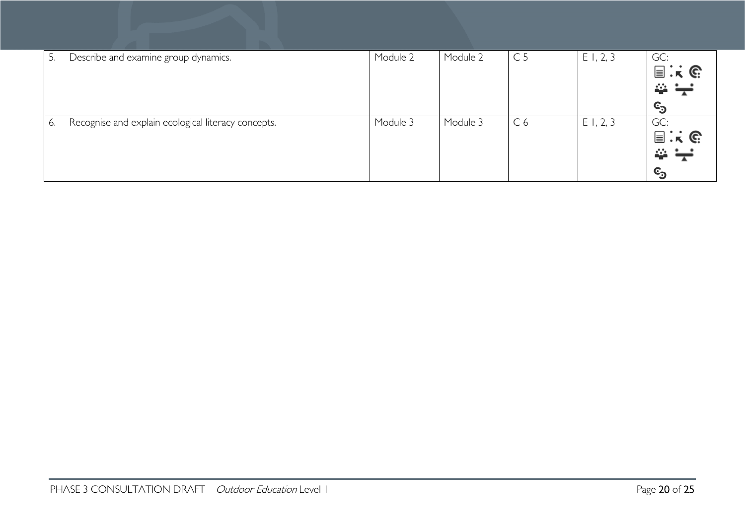| | | | | | |
|---|---|---|---|---|---|
| 5. Describe and examine group dynamics. | Module 2 | Module 2 | C 5 | E 1, 2, 3 | GC: |
| 6. Recognise and explain ecological literacy concepts. | Module 3 | Module 3 | C 6 | E 1, 2, 3 | GC: |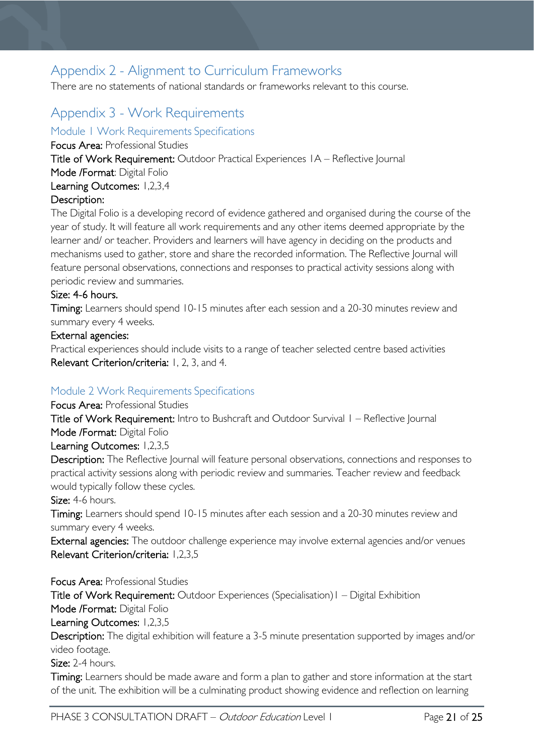## Appendix 2 - Alignment to Curriculum Frameworks

There are no statements of national standards or frameworks relevant to this course.

## Appendix 3 - Work Requirements

### Module 1 Work Requirements Specifications

**Focus Area:** Professional Studies

**Title of Work Requirement:** Outdoor Practical Experiences 1A – Reflective Journal

**Mode /Format**: Digital Folio

**Learning Outcomes:** 1,2,3,4

**Description:**

The Digital Folio is a developing record of evidence gathered and organised during the course of the year of study. It will feature all work requirements and any other items deemed appropriate by the learner and/ or teacher. Providers and learners will have agency in deciding on the products and mechanisms used to gather, store and share the recorded information. The Reflective Journal will feature personal observations, connections and responses to practical activity sessions along with periodic review and summaries.

**Size: 4-6 hours.**

**Timing:** Learners should spend 10-15 minutes after each session and a 20-30 minutes review and summary every 4 weeks.

**External agencies:**

Practical experiences should include visits to a range of teacher selected centre based activities

**Relevant Criterion/criteria:** 1, 2, 3, and 4.

### Module 2 Work Requirements Specifications

**Focus Area:** Professional Studies

**Title of Work Requirement:** Intro to Bushcraft and Outdoor Survival 1 – Reflective Journal

**Mode /Format:** Digital Folio

**Learning Outcomes:** 1,2,3,5

**Description:** The Reflective Journal will feature personal observations, connections and responses to practical activity sessions along with periodic review and summaries. Teacher review and feedback would typically follow these cycles.

**Size:** 4-6 hours.

**Timing:** Learners should spend 10-15 minutes after each session and a 20-30 minutes review and summary every 4 weeks.

**External agencies:** The outdoor challenge experience may involve external agencies and/or venues

**Relevant Criterion/criteria:** 1,2,3,5

**Focus Area:** Professional Studies

**Title of Work Requirement:** Outdoor Experiences (Specialisation)1 – Digital Exhibition

**Mode /Format:** Digital Folio

**Learning Outcomes:** 1,2,3,5

**Description:** The digital exhibition will feature a 3-5 minute presentation supported by images and/or video footage.

**Size:** 2-4 hours.

**Timing:** Learners should be made aware and form a plan to gather and store information at the start of the unit. The exhibition will be a culminating product showing evidence and reflection on learning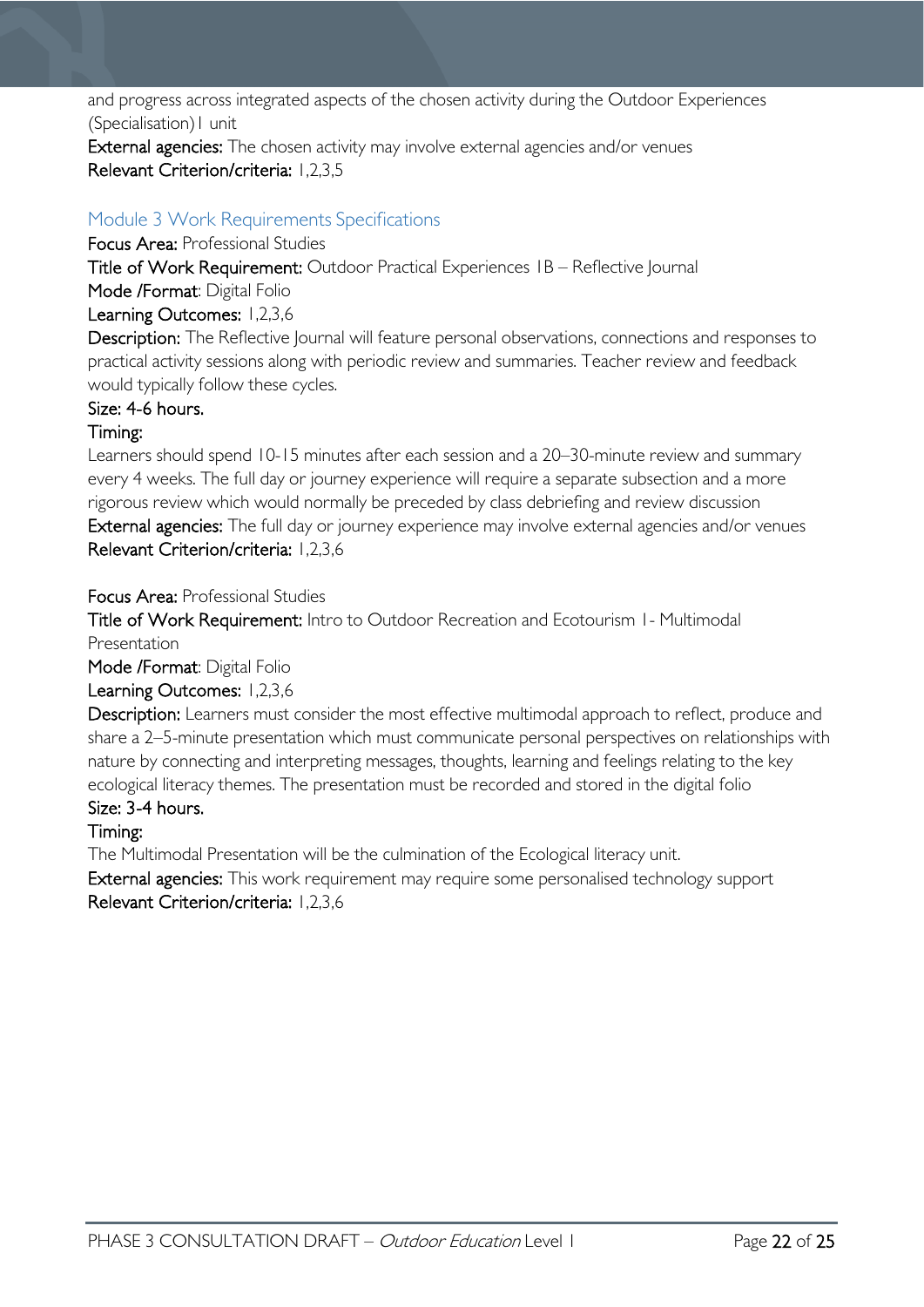and progress across integrated aspects of the chosen activity during the Outdoor Experiences (Specialisation)1 unit

**External agencies:** The chosen activity may involve external agencies and/or venues

**Relevant Criterion/criteria:** 1,2,3,5

## Module 3 Work Requirements Specifications

**Focus Area:** Professional Studies

**Title of Work Requirement:** Outdoor Practical Experiences 1B – Reflective Journal

**Mode /Format**: Digital Folio

**Learning Outcomes:** 1,2,3,6

**Description:** The Reflective Journal will feature personal observations, connections and responses to practical activity sessions along with periodic review and summaries. Teacher review and feedback would typically follow these cycles.

**Size: 4-6 hours.**

**Timing:**

Learners should spend 10-15 minutes after each session and a 20–30-minute review and summary every 4 weeks. The full day or journey experience will require a separate subsection and a more rigorous review which would normally be preceded by class debriefing and review discussion

**External agencies:** The full day or journey experience may involve external agencies and/or venues

**Relevant Criterion/criteria:** 1,2,3,6

**Focus Area:** Professional Studies

**Title of Work Requirement:** Intro to Outdoor Recreation and Ecotourism 1- Multimodal Presentation

**Mode /Format**: Digital Folio

**Learning Outcomes:** 1,2,3,6

**Description:** Learners must consider the most effective multimodal approach to reflect, produce and share a 2–5-minute presentation which must communicate personal perspectives on relationships with nature by connecting and interpreting messages, thoughts, learning and feelings relating to the key ecological literacy themes. The presentation must be recorded and stored in the digital folio

**Size: 3-4 hours.**

**Timing:**

The Multimodal Presentation will be the culmination of the Ecological literacy unit.

**External agencies:** This work requirement may require some personalised technology support

**Relevant Criterion/criteria:** 1,2,3,6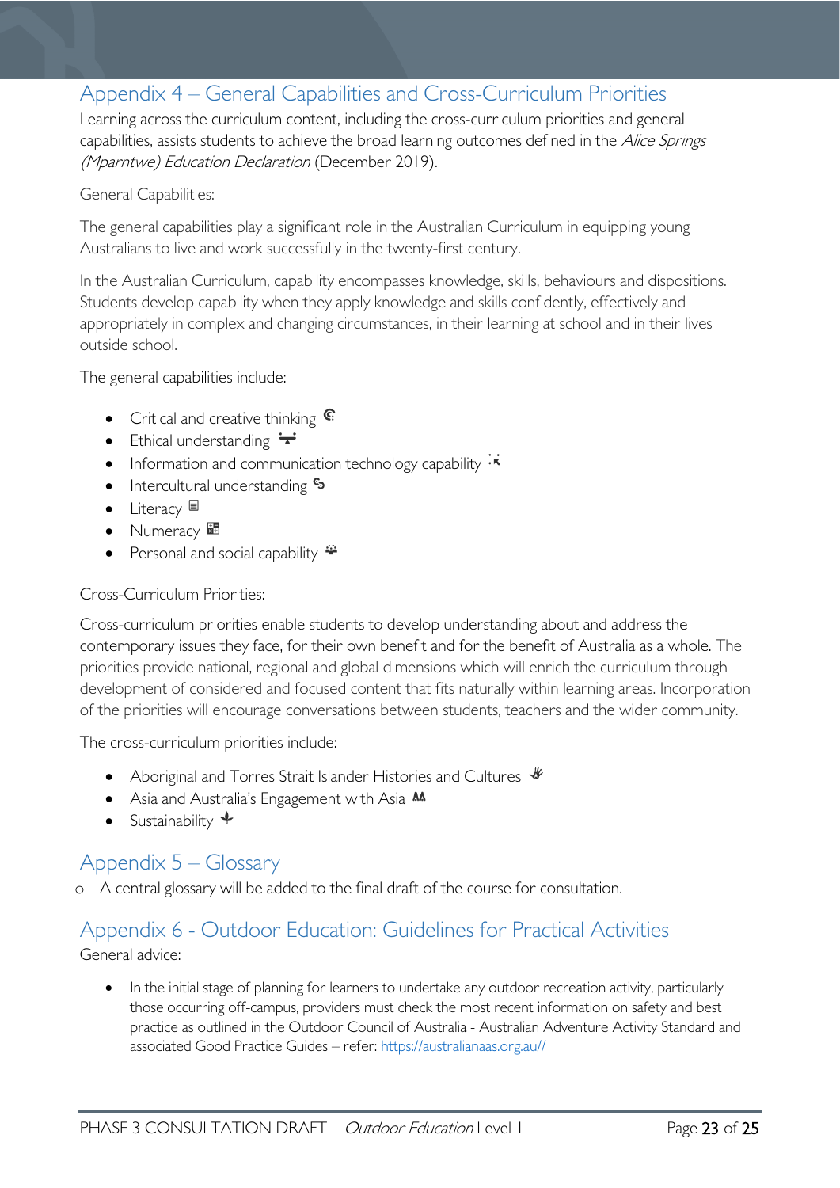## Appendix 4 – General Capabilities and Cross-Curriculum Priorities

Learning across the curriculum content, including the cross-curriculum priorities and general capabilities, assists students to achieve the broad learning outcomes defined in the *Alice Springs (Mparntwe) Education Declaration* (December 2019).

General Capabilities:

The general capabilities play a significant role in the Australian Curriculum in equipping young Australians to live and work successfully in the twenty-first century.

In the Australian Curriculum, capability encompasses knowledge, skills, behaviours and dispositions. Students develop capability when they apply knowledge and skills confidently, effectively and appropriately in complex and changing circumstances, in their learning at school and in their lives outside school.

The general capabilities include:

- Critical and creative thinking
- Ethical understanding
- Information and communication technology capability
- Intercultural understanding
- Literacy
- Numeracy
- Personal and social capability

Cross-Curriculum Priorities:

Cross-curriculum priorities enable students to develop understanding about and address the contemporary issues they face, for their own benefit and for the benefit of Australia as a whole. The priorities provide national, regional and global dimensions which will enrich the curriculum through development of considered and focused content that fits naturally within learning areas. Incorporation of the priorities will encourage conversations between students, teachers and the wider community.

The cross-curriculum priorities include:

- Aboriginal and Torres Strait Islander Histories and Cultures
- Asia and Australia's Engagement with Asia
- Sustainability

## Appendix 5 – Glossary

- A central glossary will be added to the final draft of the course for consultation.

## Appendix 6 - Outdoor Education: Guidelines for Practical Activities

General advice:

- In the initial stage of planning for learners to undertake any outdoor recreation activity, particularly those occurring off-campus, providers must check the most recent information on safety and best practice as outlined in the Outdoor Council of Australia - Australian Adventure Activity Standard and associated Good Practice Guides – refer: https://australianaas.org.au//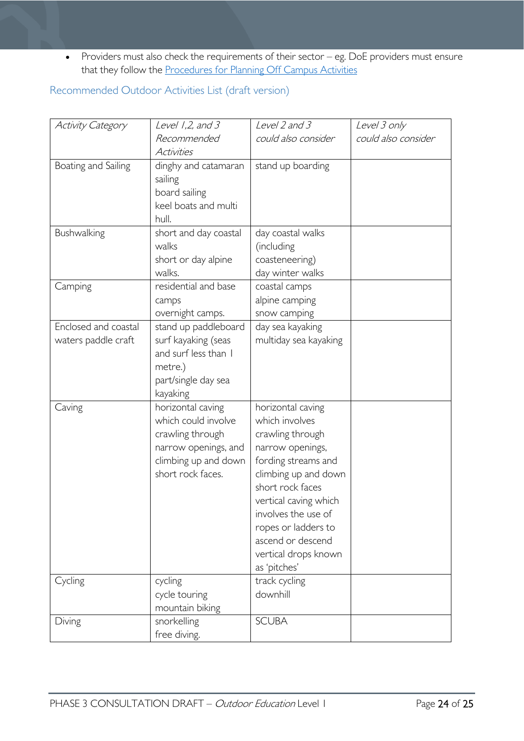- Providers must also check the requirements of their sector – eg. DoE providers must ensure that they follow the [Procedures for Planning Off Campus Activities]

## Recommended Outdoor Activities List (draft version)

| *Activity Category* | *Level 1,2, and 3 Recommended Activities* | *Level 2 and 3 could also consider* | *Level 3 only could also consider* |
|---|---|---|---|
| Boating and Sailing | dinghy and catamaran sailing<br>board sailing<br>keel boats and multi hull. | stand up boarding | |
| Bushwalking | short and day coastal walks<br>short or day alpine walks. | day coastal walks (including coasteneering)<br>day winter walks | |
| Camping | residential and base camps<br>overnight camps. | coastal camps<br>alpine camping<br>snow camping | |
| Enclosed and coastal waters paddle craft | stand up paddleboard<br>surf kayaking (seas and surf less than 1 metre.)<br>part/single day sea kayaking | day sea kayaking<br>multiday sea kayaking | |
| Caving | horizontal caving which could involve crawling through narrow openings, and climbing up and down short rock faces. | horizontal caving which involves crawling through narrow openings, fording streams and climbing up and down short rock faces<br>vertical caving which involves the use of ropes or ladders to ascend or descend vertical drops known as 'pitches' | |
| Cycling | cycling<br>cycle touring<br>mountain biking | track cycling<br>downhill | |
| Diving | snorkelling<br>free diving. | SCUBA | |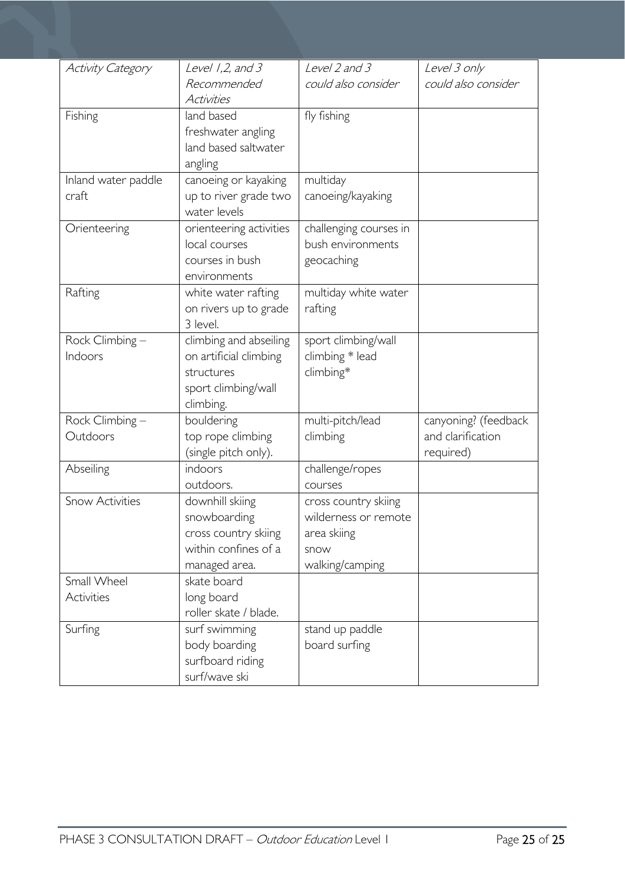| *Activity Category* | *Level 1,2, and 3 Recommended Activities* | *Level 2 and 3 could also consider* | *Level 3 only could also consider* |
|---|---|---|---|
| Fishing | land based freshwater angling<br>land based saltwater angling | fly fishing | |
| Inland water paddle craft | canoeing or kayaking up to river grade two water levels | multiday canoeing/kayaking | |
| Orienteering | orienteering activities local courses<br>courses in bush environments | challenging courses in bush environments<br>geocaching | |
| Rafting | white water rafting on rivers up to grade 3 level. | multiday white water rafting | |
| Rock Climbing – Indoors | climbing and abseiling on artificial climbing structures<br>sport climbing/wall climbing. | sport climbing/wall climbing * lead climbing* | |
| Rock Climbing – Outdoors | bouldering<br>top rope climbing (single pitch only). | multi-pitch/lead climbing | canyoning? (feedback and clarification required) |
| Abseiling | indoors<br>outdoors. | challenge/ropes courses | |
| Snow Activities | downhill skiing<br>snowboarding<br>cross country skiing within confines of a managed area. | cross country skiing<br>wilderness or remote area skiing<br>snow walking/camping | |
| Small Wheel Activities | skate board<br>long board<br>roller skate / blade. | | |
| Surfing | surf swimming<br>body boarding<br>surfboard riding<br>surf/wave ski | stand up paddle board surfing | |